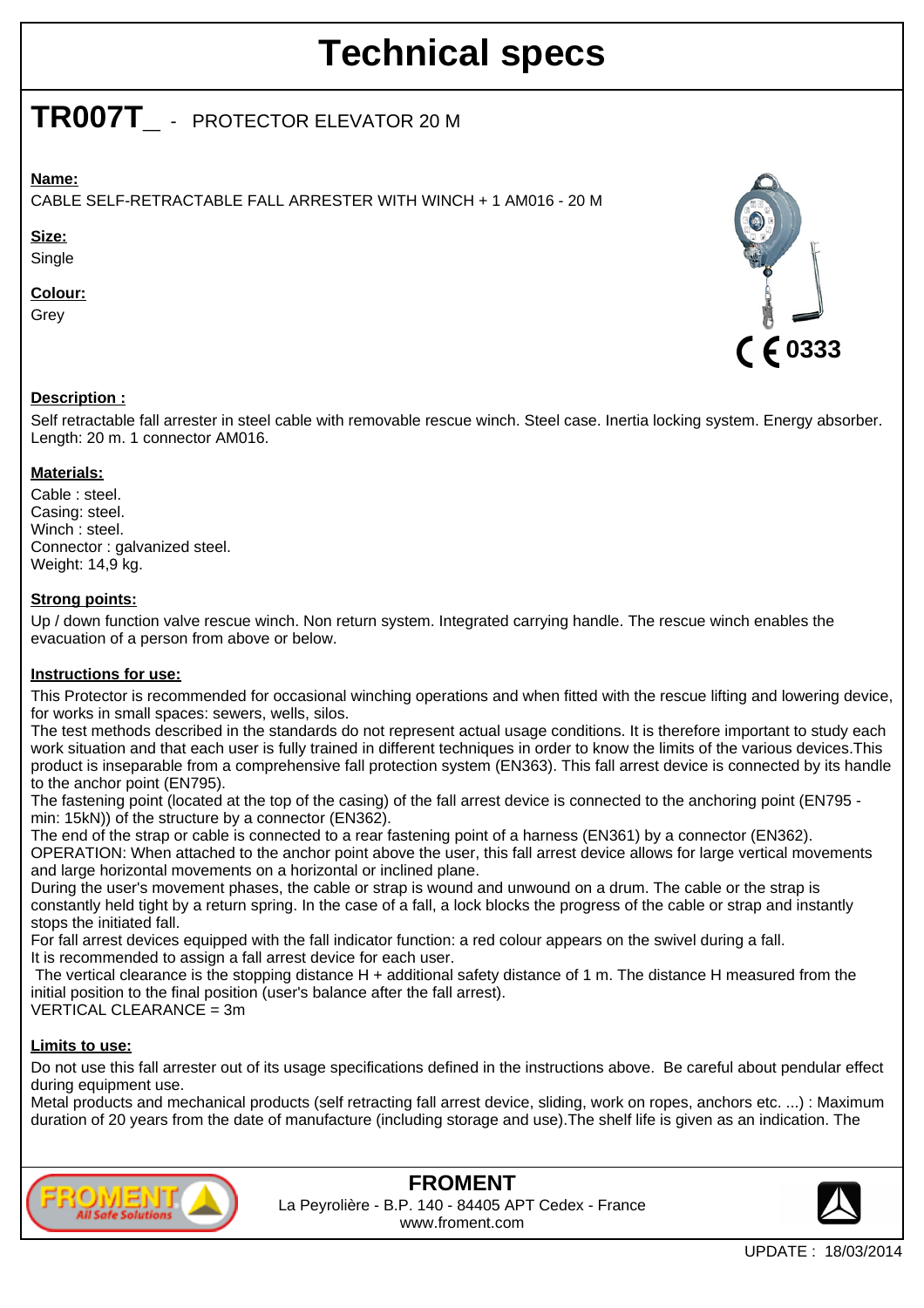# Technical specs

## TR007T_ - PROTECTOR ELEVATOR 20 M

**Name:**

CABLE SELF-RETRACTABLE FALL ARRESTER WITH WINCH + 1 AM016 - 20 M

**Size:**

Single

**Colour:**

Grey

CE 0333

**Description :**

Self retractable fall arrester in steel cable with removable rescue winch. Steel case. Inertia locking system. Energy absorber. Length: 20 m. 1 connector AM016.

**Materials:**

Cable : steel.
Casing: steel.
Winch : steel.
Connector : galvanized steel.
Weight: 14,9 kg.

**Strong points:**

Up / down function valve rescue winch. Non return system. Integrated carrying handle. The rescue winch enables the evacuation of a person from above or below.

**Instructions for use:**

This Protector is recommended for occasional winching operations and when fitted with the rescue lifting and lowering device, for works in small spaces: sewers, wells, silos.
The test methods described in the standards do not represent actual usage conditions. It is therefore important to study each work situation and that each user is fully trained in different techniques in order to know the limits of the various devices.This product is inseparable from a comprehensive fall protection system (EN363). This fall arrest device is connected by its handle to the anchor point (EN795).
The fastening point (located at the top of the casing) of the fall arrest device is connected to the anchoring point (EN795 - min: 15kN)) of the structure by a connector (EN362).
The end of the strap or cable is connected to a rear fastening point of a harness (EN361) by a connector (EN362).
OPERATION: When attached to the anchor point above the user, this fall arrest device allows for large vertical movements and large horizontal movements on a horizontal or inclined plane.
During the user's movement phases, the cable or strap is wound and unwound on a drum. The cable or the strap is constantly held tight by a return spring. In the case of a fall, a lock blocks the progress of the cable or strap and instantly stops the initiated fall.
For fall arrest devices equipped with the fall indicator function: a red colour appears on the swivel during a fall.
It is recommended to assign a fall arrest device for each user.
The vertical clearance is the stopping distance H + additional safety distance of 1 m. The distance H measured from the initial position to the final position (user's balance after the fall arrest).
VERTICAL CLEARANCE = 3m

**Limits to use:**

Do not use this fall arrester out of its usage specifications defined in the instructions above. Be careful about pendular effect during equipment use.
Metal products and mechanical products (self retracting fall arrest device, sliding, work on ropes, anchors etc. ...) : Maximum duration of 20 years from the date of manufacture (including storage and use).The shelf life is given as an indication. The

**FROMENT**
La Peyrolière - B.P. 140 - 84405 APT Cedex - France
www.froment.com

UPDATE : 18/03/2014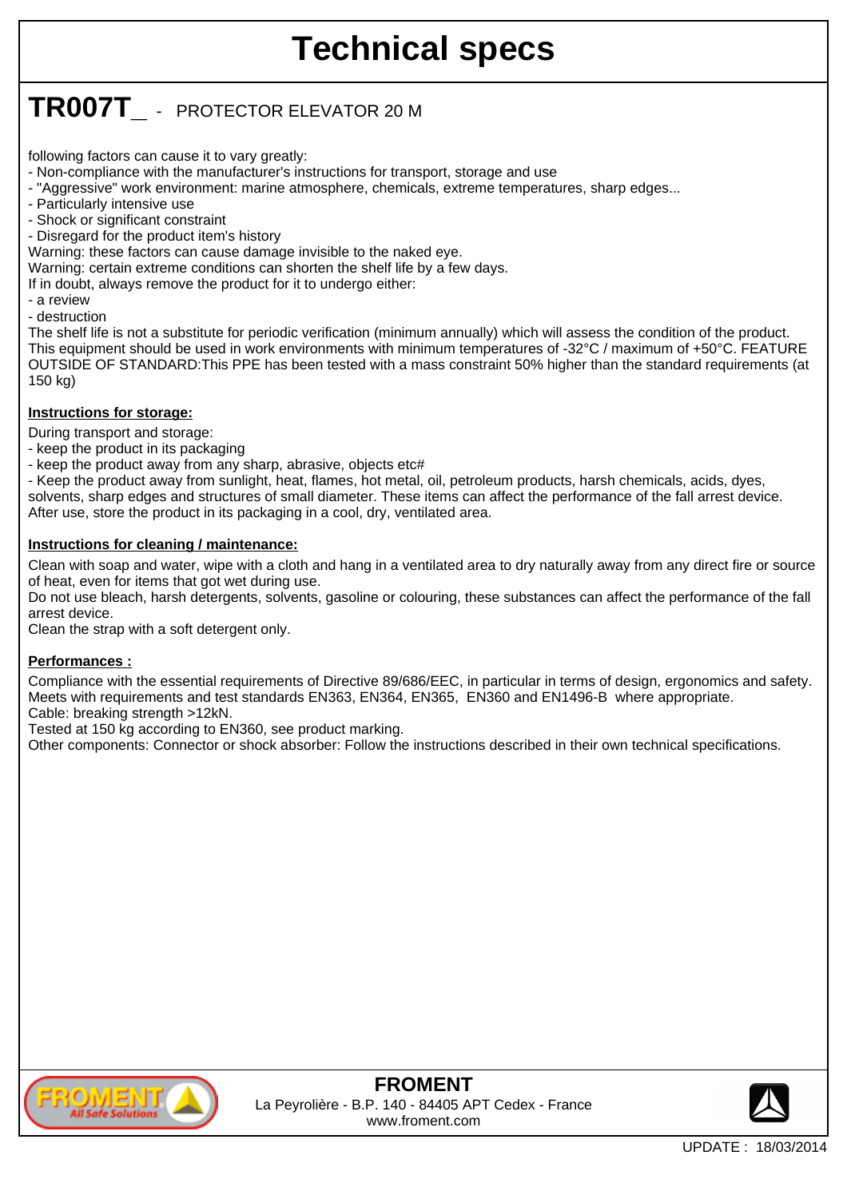# Technical specs

## TR007T_ - PROTECTOR ELEVATOR 20 M

following factors can cause it to vary greatly:
- Non-compliance with the manufacturer's instructions for transport, storage and use
- "Aggressive" work environment: marine atmosphere, chemicals, extreme temperatures, sharp edges...
- Particularly intensive use
- Shock or significant constraint
- Disregard for the product item's history

Warning: these factors can cause damage invisible to the naked eye.
Warning: certain extreme conditions can shorten the shelf life by a few days.
If in doubt, always remove the product for it to undergo either:
- a review
- destruction

The shelf life is not a substitute for periodic verification (minimum annually) which will assess the condition of the product.
This equipment should be used in work environments with minimum temperatures of -32°C / maximum of +50°C. FEATURE OUTSIDE OF STANDARD:This PPE has been tested with a mass constraint 50% higher than the standard requirements (at 150 kg)

**Instructions for storage:**

During transport and storage:
- keep the product in its packaging
- keep the product away from any sharp, abrasive, objects etc#
- Keep the product away from sunlight, heat, flames, hot metal, oil, petroleum products, harsh chemicals, acids, dyes, solvents, sharp edges and structures of small diameter. These items can affect the performance of the fall arrest device.

After use, store the product in its packaging in a cool, dry, ventilated area.

**Instructions for cleaning / maintenance:**

Clean with soap and water, wipe with a cloth and hang in a ventilated area to dry naturally away from any direct fire or source of heat, even for items that got wet during use.
Do not use bleach, harsh detergents, solvents, gasoline or colouring, these substances can affect the performance of the fall arrest device.
Clean the strap with a soft detergent only.

**Performances :**

Compliance with the essential requirements of Directive 89/686/EEC, in particular in terms of design, ergonomics and safety.
Meets with requirements and test standards EN363, EN364, EN365, EN360 and EN1496-B where appropriate.
Cable: breaking strength >12kN.
Tested at 150 kg according to EN360, see product marking.
Other components: Connector or shock absorber: Follow the instructions described in their own technical specifications.

**FROMENT**
La Peyrolière - B.P. 140 - 84405 APT Cedex - France
www.froment.com

UPDATE : 18/03/2014